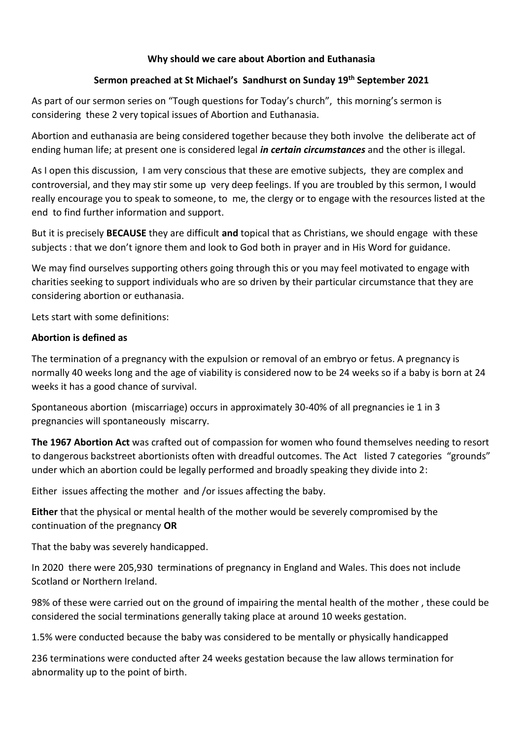**Why should we care about Abortion and Euthanasia**

**Sermon preached at St Michael's Sandhurst on Sunday 19th September 2021**

As part of our sermon series on "Tough questions for Today's church", this morning's sermon is considering these 2 very topical issues of Abortion and Euthanasia.

Abortion and euthanasia are being considered together because they both involve the deliberate act of ending human life; at present one is considered legal ***in certain circumstances*** and the other is illegal.

As I open this discussion, I am very conscious that these are emotive subjects, they are complex and controversial, and they may stir some up very deep feelings. If you are troubled by this sermon, I would really encourage you to speak to someone, to me, the clergy or to engage with the resources listed at the end to find further information and support.

But it is precisely **BECAUSE** they are difficult **and** topical that as Christians, we should engage with these subjects : that we don't ignore them and look to God both in prayer and in His Word for guidance.

We may find ourselves supporting others going through this or you may feel motivated to engage with charities seeking to support individuals who are so driven by their particular circumstance that they are considering abortion or euthanasia.

Lets start with some definitions:

**Abortion is defined as**

The termination of a pregnancy with the expulsion or removal of an embryo or fetus. A pregnancy is normally 40 weeks long and the age of viability is considered now to be 24 weeks so if a baby is born at 24 weeks it has a good chance of survival.

Spontaneous abortion (miscarriage) occurs in approximately 30-40% of all pregnancies ie 1 in 3 pregnancies will spontaneously miscarry.

**The 1967 Abortion Act** was crafted out of compassion for women who found themselves needing to resort to dangerous backstreet abortionists often with dreadful outcomes. The Act listed 7 categories "grounds" under which an abortion could be legally performed and broadly speaking they divide into 2:

Either issues affecting the mother and /or issues affecting the baby.

**Either** that the physical or mental health of the mother would be severely compromised by the continuation of the pregnancy **OR**

That the baby was severely handicapped.

In 2020 there were 205,930 terminations of pregnancy in England and Wales. This does not include Scotland or Northern Ireland.

98% of these were carried out on the ground of impairing the mental health of the mother , these could be considered the social terminations generally taking place at around 10 weeks gestation.

1.5% were conducted because the baby was considered to be mentally or physically handicapped

236 terminations were conducted after 24 weeks gestation because the law allows termination for abnormality up to the point of birth.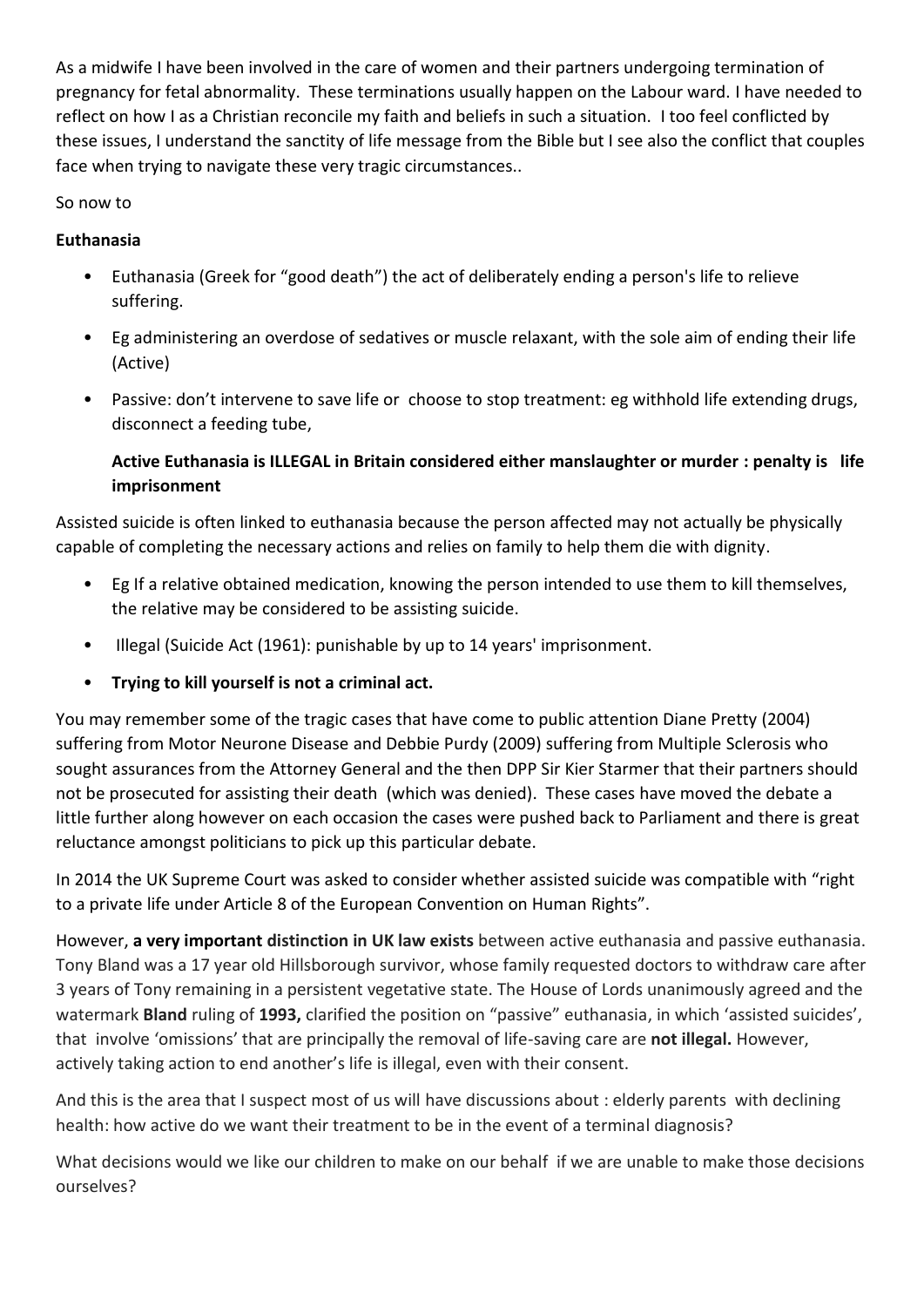As a midwife I have been involved in the care of women and their partners undergoing termination of pregnancy for fetal abnormality. These terminations usually happen on the Labour ward. I have needed to reflect on how I as a Christian reconcile my faith and beliefs in such a situation. I too feel conflicted by these issues, I understand the sanctity of life message from the Bible but I see also the conflict that couples face when trying to navigate these very tragic circumstances..

So now to

**Euthanasia**

- Euthanasia (Greek for "good death") the act of deliberately ending a person's life to relieve suffering.
- Eg administering an overdose of sedatives or muscle relaxant, with the sole aim of ending their life (Active)
- Passive: don't intervene to save life or choose to stop treatment: eg withhold life extending drugs, disconnect a feeding tube,

  **Active Euthanasia is ILLEGAL in Britain considered either manslaughter or murder : penalty is life imprisonment**

Assisted suicide is often linked to euthanasia because the person affected may not actually be physically capable of completing the necessary actions and relies on family to help them die with dignity.

- Eg If a relative obtained medication, knowing the person intended to use them to kill themselves, the relative may be considered to be assisting suicide.
- Illegal (Suicide Act (1961): punishable by up to 14 years' imprisonment.
- **Trying to kill yourself is not a criminal act.**

You may remember some of the tragic cases that have come to public attention Diane Pretty (2004) suffering from Motor Neurone Disease and Debbie Purdy (2009) suffering from Multiple Sclerosis who sought assurances from the Attorney General and the then DPP Sir Kier Starmer that their partners should not be prosecuted for assisting their death (which was denied). These cases have moved the debate a little further along however on each occasion the cases were pushed back to Parliament and there is great reluctance amongst politicians to pick up this particular debate.

In 2014 the UK Supreme Court was asked to consider whether assisted suicide was compatible with "right to a private life under Article 8 of the European Convention on Human Rights".

However, **a very important distinction in UK law exists** between active euthanasia and passive euthanasia. Tony Bland was a 17 year old Hillsborough survivor, whose family requested doctors to withdraw care after 3 years of Tony remaining in a persistent vegetative state. The House of Lords unanimously agreed and the watermark **Bland** ruling of **1993,** clarified the position on "passive" euthanasia, in which 'assisted suicides', that involve 'omissions' that are principally the removal of life-saving care are **not illegal.** However, actively taking action to end another's life is illegal, even with their consent.

And this is the area that I suspect most of us will have discussions about : elderly parents with declining health: how active do we want their treatment to be in the event of a terminal diagnosis?

What decisions would we like our children to make on our behalf if we are unable to make those decisions ourselves?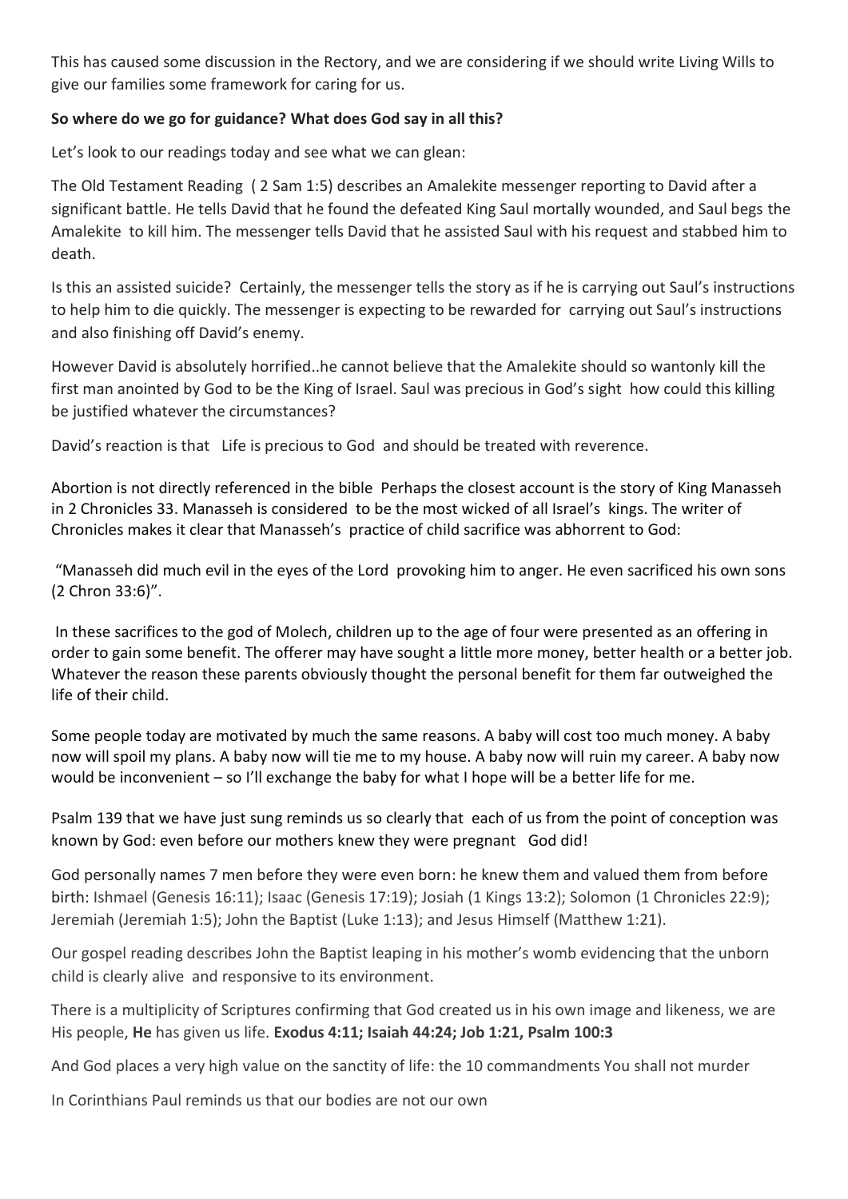This has caused some discussion in the Rectory, and we are considering if we should write Living Wills to give our families some framework for caring for us.

**So where do we go for guidance? What does God say in all this?**

Let's look to our readings today and see what we can glean:

The Old Testament Reading ( 2 Sam 1:5) describes an Amalekite messenger reporting to David after a significant battle. He tells David that he found the defeated King Saul mortally wounded, and Saul begs the Amalekite to kill him. The messenger tells David that he assisted Saul with his request and stabbed him to death.

Is this an assisted suicide? Certainly, the messenger tells the story as if he is carrying out Saul's instructions to help him to die quickly. The messenger is expecting to be rewarded for carrying out Saul's instructions and also finishing off David's enemy.

However David is absolutely horrified..he cannot believe that the Amalekite should so wantonly kill the first man anointed by God to be the King of Israel. Saul was precious in God's sight how could this killing be justified whatever the circumstances?

David's reaction is that Life is precious to God and should be treated with reverence.

Abortion is not directly referenced in the bible Perhaps the closest account is the story of King Manasseh in 2 Chronicles 33. Manasseh is considered to be the most wicked of all Israel's kings. The writer of Chronicles makes it clear that Manasseh's practice of child sacrifice was abhorrent to God:

"Manasseh did much evil in the eyes of the Lord provoking him to anger. He even sacrificed his own sons (2 Chron 33:6)".

In these sacrifices to the god of Molech, children up to the age of four were presented as an offering in order to gain some benefit. The offerer may have sought a little more money, better health or a better job. Whatever the reason these parents obviously thought the personal benefit for them far outweighed the life of their child.

Some people today are motivated by much the same reasons. A baby will cost too much money. A baby now will spoil my plans. A baby now will tie me to my house. A baby now will ruin my career. A baby now would be inconvenient – so I'll exchange the baby for what I hope will be a better life for me.

Psalm 139 that we have just sung reminds us so clearly that each of us from the point of conception was known by God: even before our mothers knew they were pregnant God did!

God personally names 7 men before they were even born: he knew them and valued them from before birth: Ishmael (Genesis 16:11); Isaac (Genesis 17:19); Josiah (1 Kings 13:2); Solomon (1 Chronicles 22:9); Jeremiah (Jeremiah 1:5); John the Baptist (Luke 1:13); and Jesus Himself (Matthew 1:21).

Our gospel reading describes John the Baptist leaping in his mother's womb evidencing that the unborn child is clearly alive and responsive to its environment.

There is a multiplicity of Scriptures confirming that God created us in his own image and likeness, we are His people, **He** has given us life. **Exodus 4:11; Isaiah 44:24; Job 1:21, Psalm 100:3**

And God places a very high value on the sanctity of life: the 10 commandments You shall not murder

In Corinthians Paul reminds us that our bodies are not our own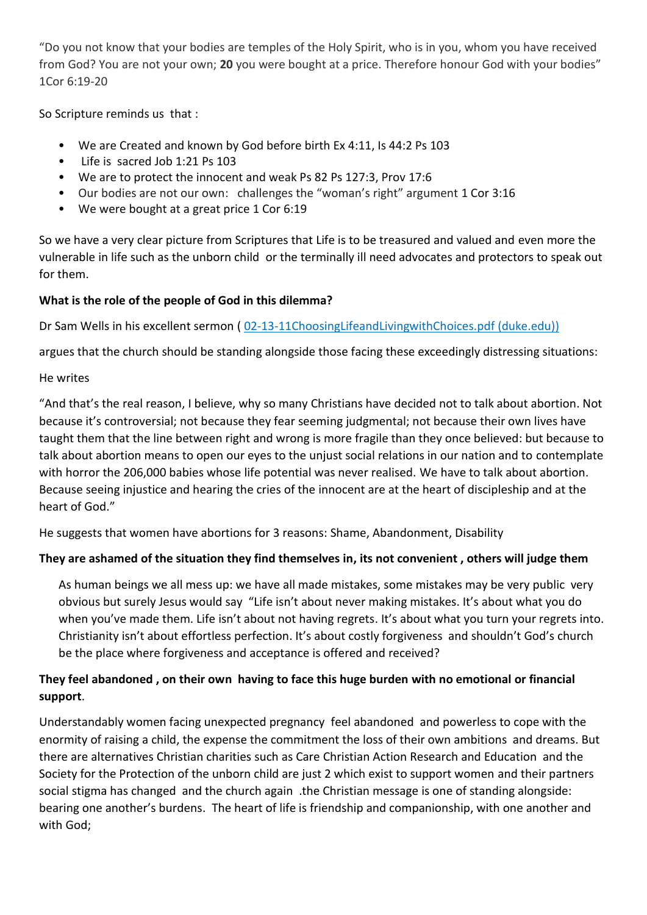"Do you not know that your bodies are temples of the Holy Spirit, who is in you, whom you have received from God? You are not your own; **20** you were bought at a price. Therefore honour God with your bodies" 1Cor 6:19-20

So Scripture reminds us that :

- We are Created and known by God before birth Ex 4:11, Is 44:2 Ps 103
- Life is sacred Job 1:21 Ps 103
- We are to protect the innocent and weak Ps 82 Ps 127:3, Prov 17:6
- Our bodies are not our own: challenges the "woman's right" argument 1 Cor 3:16
- We were bought at a great price 1 Cor 6:19

So we have a very clear picture from Scriptures that Life is to be treasured and valued and even more the vulnerable in life such as the unborn child or the terminally ill need advocates and protectors to speak out for them.

**What is the role of the people of God in this dilemma?**

Dr Sam Wells in his excellent sermon ( [02-13-11ChoosingLifeandLivingwithChoices.pdf (duke.edu))](02-13-11ChoosingLifeandLivingwithChoices.pdf (duke.edu)))

argues that the church should be standing alongside those facing these exceedingly distressing situations:

He writes

"And that's the real reason, I believe, why so many Christians have decided not to talk about abortion. Not because it's controversial; not because they fear seeming judgmental; not because their own lives have taught them that the line between right and wrong is more fragile than they once believed: but because to talk about abortion means to open our eyes to the unjust social relations in our nation and to contemplate with horror the 206,000 babies whose life potential was never realised. We have to talk about abortion. Because seeing injustice and hearing the cries of the innocent are at the heart of discipleship and at the heart of God."

He suggests that women have abortions for 3 reasons: Shame, Abandonment, Disability

**They are ashamed of the situation they find themselves in, its not convenient , others will judge them**

As human beings we all mess up: we have all made mistakes, some mistakes may be very public very obvious but surely Jesus would say "Life isn't about never making mistakes. It's about what you do when you've made them. Life isn't about not having regrets. It's about what you turn your regrets into. Christianity isn't about effortless perfection. It's about costly forgiveness and shouldn't God's church be the place where forgiveness and acceptance is offered and received?

**They feel abandoned , on their own having to face this huge burden with no emotional or financial support**.

Understandably women facing unexpected pregnancy feel abandoned and powerless to cope with the enormity of raising a child, the expense the commitment the loss of their own ambitions and dreams. But there are alternatives Christian charities such as Care Christian Action Research and Education and the Society for the Protection of the unborn child are just 2 which exist to support women and their partners social stigma has changed and the church again .the Christian message is one of standing alongside: bearing one another's burdens. The heart of life is friendship and companionship, with one another and with God;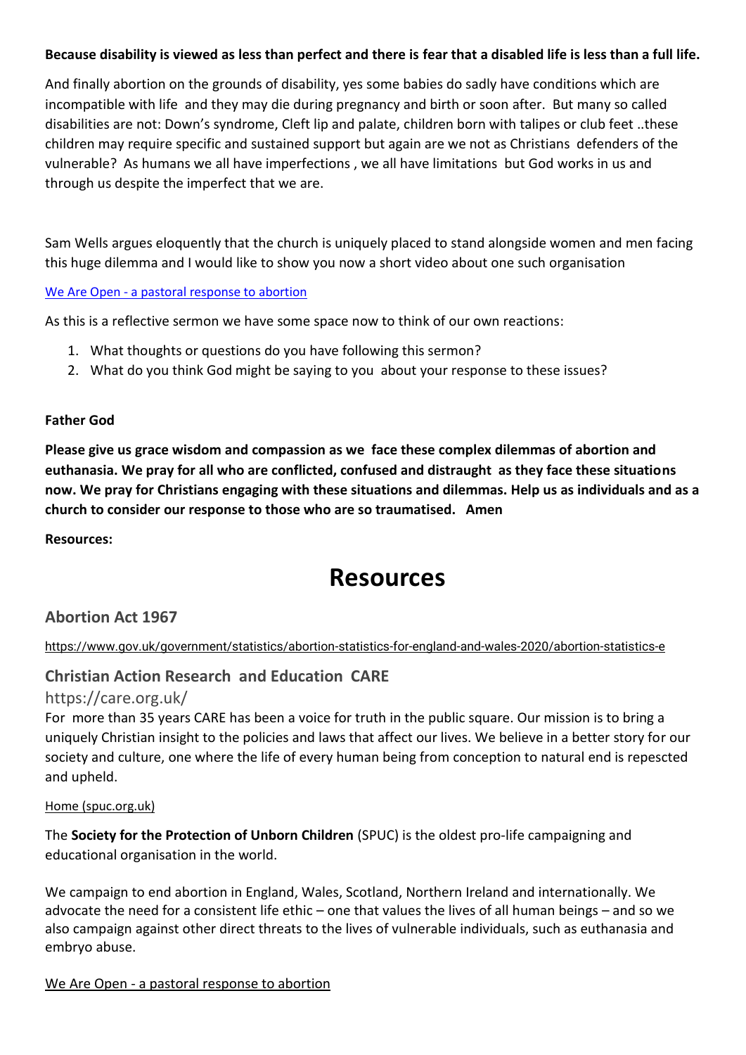**Because disability is viewed as less than perfect and there is fear that a disabled life is less than a full life.**

And finally abortion on the grounds of disability, yes some babies do sadly have conditions which are incompatible with life and they may die during pregnancy and birth or soon after. But many so called disabilities are not: Down's syndrome, Cleft lip and palate, children born with talipes or club feet ..these children may require specific and sustained support but again are we not as Christians defenders of the vulnerable? As humans we all have imperfections , we all have limitations but God works in us and through us despite the imperfect that we are.

Sam Wells argues eloquently that the church is uniquely placed to stand alongside women and men facing this huge dilemma and I would like to show you now a short video about one such organisation

We Are Open - a pastoral response to abortion

As this is a reflective sermon we have some space now to think of our own reactions:

1. What thoughts or questions do you have following this sermon?
2. What do you think God might be saying to you about your response to these issues?

**Father God**

**Please give us grace wisdom and compassion as we face these complex dilemmas of abortion and euthanasia. We pray for all who are conflicted, confused and distraught as they face these situations now. We pray for Christians engaging with these situations and dilemmas. Help us as individuals and as a church to consider our response to those who are so traumatised. Amen**

**Resources:**

# Resources

## Abortion Act 1967

https://www.gov.uk/government/statistics/abortion-statistics-for-england-and-wales-2020/abortion-statistics-e

## Christian Action Research and Education CARE

https://care.org.uk/

For more than 35 years CARE has been a voice for truth in the public square. Our mission is to bring a uniquely Christian insight to the policies and laws that affect our lives. We believe in a better story for our society and culture, one where the life of every human being from conception to natural end is repescted and upheld.

Home (spuc.org.uk)

The **Society for the Protection of Unborn Children** (SPUC) is the oldest pro-life campaigning and educational organisation in the world.

We campaign to end abortion in England, Wales, Scotland, Northern Ireland and internationally. We advocate the need for a consistent life ethic – one that values the lives of all human beings – and so we also campaign against other direct threats to the lives of vulnerable individuals, such as euthanasia and embryo abuse.

We Are Open - a pastoral response to abortion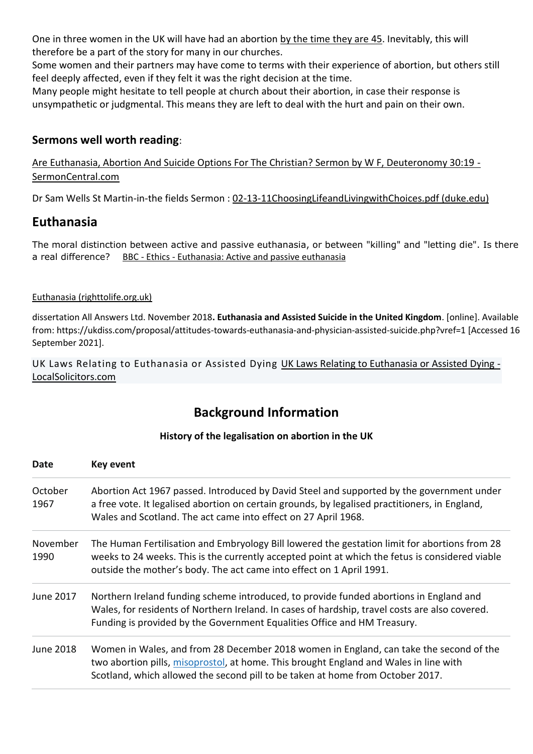One in three women in the UK will have had an abortion by the time they are 45. Inevitably, this will therefore be a part of the story for many in our churches.

Some women and their partners may have come to terms with their experience of abortion, but others still feel deeply affected, even if they felt it was the right decision at the time.

Many people might hesitate to tell people at church about their abortion, in case their response is unsympathetic or judgmental. This means they are left to deal with the hurt and pain on their own.

### **Sermons well worth reading**:

Are Euthanasia, Abortion And Suicide Options For The Christian? Sermon by W F, Deuteronomy 30:19 - SermonCentral.com

Dr Sam Wells St Martin-in-the fields Sermon : 02-13-11ChoosingLifeandLivingwithChoices.pdf (duke.edu)

## Euthanasia

The moral distinction between active and passive euthanasia, or between "killing" and "letting die". Is there a real difference? BBC - Ethics - Euthanasia: Active and passive euthanasia

Euthanasia (righttolife.org.uk)

dissertation All Answers Ltd. November 2018**. Euthanasia and Assisted Suicide in the United Kingdom**. [online]. Available from: https://ukdiss.com/proposal/attitudes-towards-euthanasia-and-physician-assisted-suicide.php?vref=1 [Accessed 16 September 2021].

UK Laws Relating to Euthanasia or Assisted Dying UK Laws Relating to Euthanasia or Assisted Dying - LocalSolicitors.com

## Background Information

### History of the legalisation on abortion in the UK

| Date | Key event |
|---|---|
| October 1967 | Abortion Act 1967 passed. Introduced by David Steel and supported by the government under a free vote. It legalised abortion on certain grounds, by legalised practitioners, in England, Wales and Scotland. The act came into effect on 27 April 1968. |
| November 1990 | The Human Fertilisation and Embryology Bill lowered the gestation limit for abortions from 28 weeks to 24 weeks. This is the currently accepted point at which the fetus is considered viable outside the mother's body. The act came into effect on 1 April 1991. |
| June 2017 | Northern Ireland funding scheme introduced, to provide funded abortions in England and Wales, for residents of Northern Ireland. In cases of hardship, travel costs are also covered. Funding is provided by the Government Equalities Office and HM Treasury. |
| June 2018 | Women in Wales, and from 28 December 2018 women in England, can take the second of the two abortion pills, misoprostol, at home. This brought England and Wales in line with Scotland, which allowed the second pill to be taken at home from October 2017. |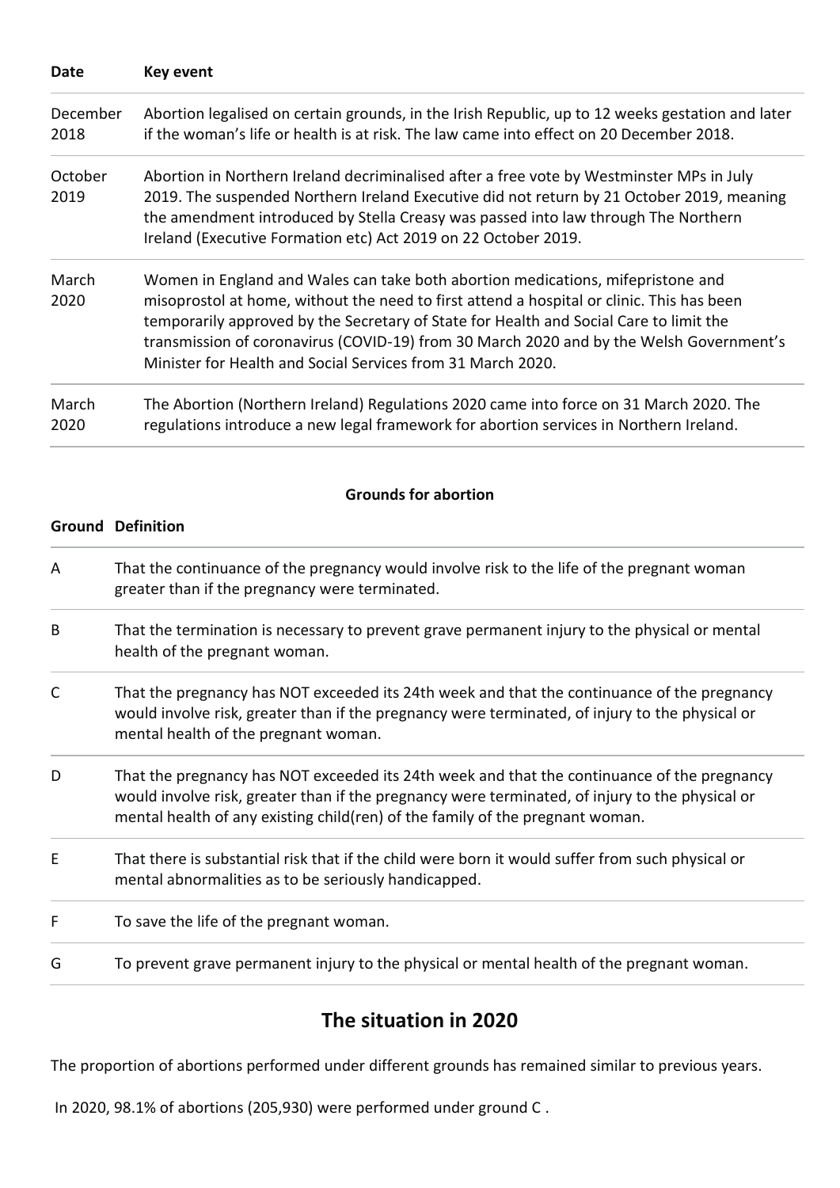| Date | Key event |
|---|---|
| December 2018 | Abortion legalised on certain grounds, in the Irish Republic, up to 12 weeks gestation and later if the woman's life or health is at risk. The law came into effect on 20 December 2018. |
| October 2019 | Abortion in Northern Ireland decriminalised after a free vote by Westminster MPs in July 2019. The suspended Northern Ireland Executive did not return by 21 October 2019, meaning the amendment introduced by Stella Creasy was passed into law through The Northern Ireland (Executive Formation etc) Act 2019 on 22 October 2019. |
| March 2020 | Women in England and Wales can take both abortion medications, mifepristone and misoprostol at home, without the need to first attend a hospital or clinic. This has been temporarily approved by the Secretary of State for Health and Social Care to limit the transmission of coronavirus (COVID-19) from 30 March 2020 and by the Welsh Government's Minister for Health and Social Services from 31 March 2020. |
| March 2020 | The Abortion (Northern Ireland) Regulations 2020 came into force on 31 March 2020. The regulations introduce a new legal framework for abortion services in Northern Ireland. |

**Grounds for abortion**

| Ground | Definition |
|---|---|
| A | That the continuance of the pregnancy would involve risk to the life of the pregnant woman greater than if the pregnancy were terminated. |
| B | That the termination is necessary to prevent grave permanent injury to the physical or mental health of the pregnant woman. |
| C | That the pregnancy has NOT exceeded its 24th week and that the continuance of the pregnancy would involve risk, greater than if the pregnancy were terminated, of injury to the physical or mental health of the pregnant woman. |
| D | That the pregnancy has NOT exceeded its 24th week and that the continuance of the pregnancy would involve risk, greater than if the pregnancy were terminated, of injury to the physical or mental health of any existing child(ren) of the family of the pregnant woman. |
| E | That there is substantial risk that if the child were born it would suffer from such physical or mental abnormalities as to be seriously handicapped. |
| F | To save the life of the pregnant woman. |
| G | To prevent grave permanent injury to the physical or mental health of the pregnant woman. |

## The situation in 2020

The proportion of abortions performed under different grounds has remained similar to previous years.

In 2020, 98.1% of abortions (205,930) were performed under ground C .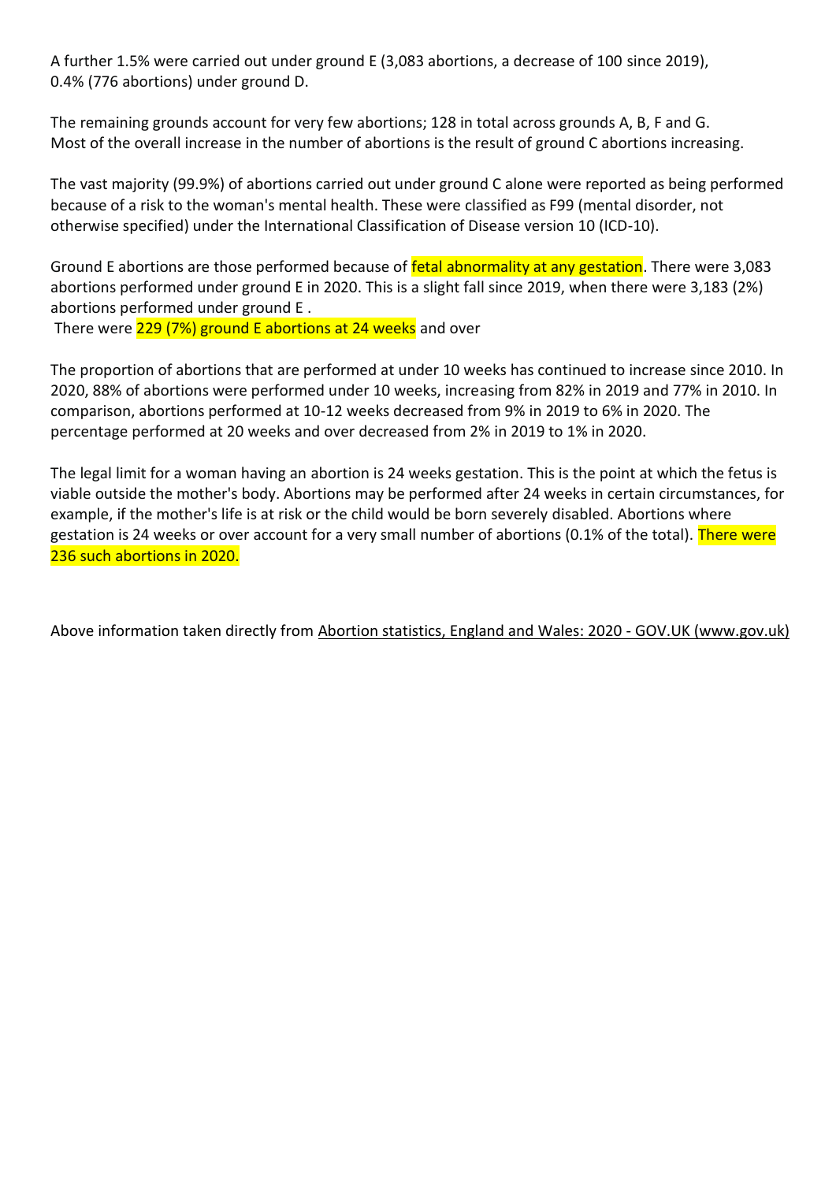A further 1.5% were carried out under ground E (3,083 abortions, a decrease of 100 since 2019), 0.4% (776 abortions) under ground D.

The remaining grounds account for very few abortions; 128 in total across grounds A, B, F and G. Most of the overall increase in the number of abortions is the result of ground C abortions increasing.

The vast majority (99.9%) of abortions carried out under ground C alone were reported as being performed because of a risk to the woman's mental health. These were classified as F99 (mental disorder, not otherwise specified) under the International Classification of Disease version 10 (ICD-10).

Ground E abortions are those performed because of fetal abnormality at any gestation. There were 3,083 abortions performed under ground E in 2020. This is a slight fall since 2019, when there were 3,183 (2%) abortions performed under ground E .

There were 229 (7%) ground E abortions at 24 weeks and over

The proportion of abortions that are performed at under 10 weeks has continued to increase since 2010. In 2020, 88% of abortions were performed under 10 weeks, increasing from 82% in 2019 and 77% in 2010. In comparison, abortions performed at 10-12 weeks decreased from 9% in 2019 to 6% in 2020. The percentage performed at 20 weeks and over decreased from 2% in 2019 to 1% in 2020.

The legal limit for a woman having an abortion is 24 weeks gestation. This is the point at which the fetus is viable outside the mother's body. Abortions may be performed after 24 weeks in certain circumstances, for example, if the mother's life is at risk or the child would be born severely disabled. Abortions where gestation is 24 weeks or over account for a very small number of abortions (0.1% of the total). There were 236 such abortions in 2020.

Above information taken directly from Abortion statistics, England and Wales: 2020 - GOV.UK (www.gov.uk)